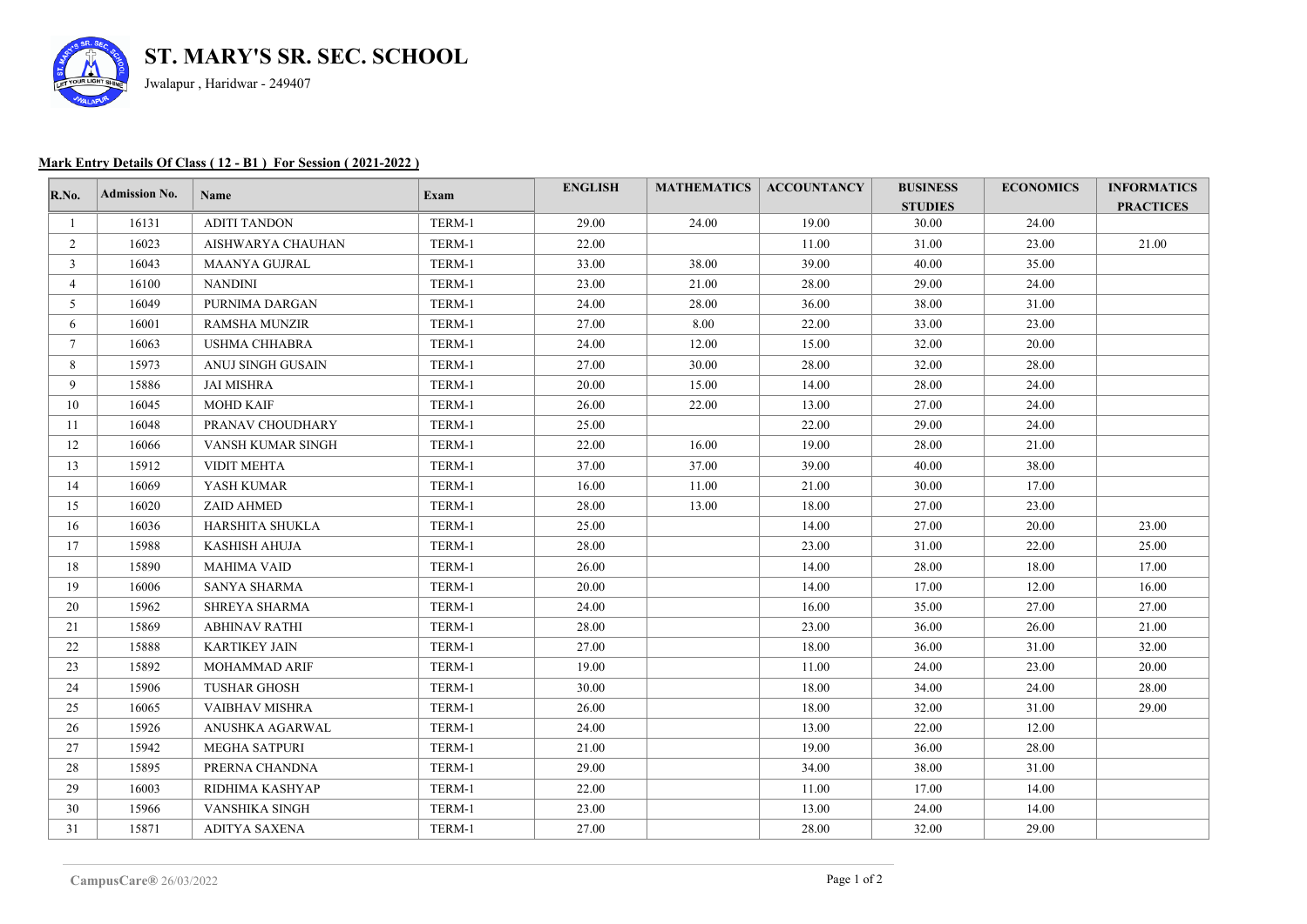# ST. MARY'S SR. SEC. SCHOOL

Jwalapur , Haridwar - 249407

**Mark Entry Details Of Class ( 12 - B1 ) For Session ( 2021-2022 )**

| R.No. | Admission No. | Name | Exam | ENGLISH | MATHEMATICS | ACCOUNTANCY | BUSINESS STUDIES | ECONOMICS | INFORMATICS PRACTICES |
|---|---|---|---|---|---|---|---|---|---|
| 1 | 16131 | ADITI TANDON | TERM-1 | 29.00 | 24.00 | 19.00 | 30.00 | 24.00 | |
| 2 | 16023 | AISHWARYA CHAUHAN | TERM-1 | 22.00 | | 11.00 | 31.00 | 23.00 | 21.00 |
| 3 | 16043 | MAANYA GUJRAL | TERM-1 | 33.00 | 38.00 | 39.00 | 40.00 | 35.00 | |
| 4 | 16100 | NANDINI | TERM-1 | 23.00 | 21.00 | 28.00 | 29.00 | 24.00 | |
| 5 | 16049 | PURNIMA DARGAN | TERM-1 | 24.00 | 28.00 | 36.00 | 38.00 | 31.00 | |
| 6 | 16001 | RAMSHA MUNZIR | TERM-1 | 27.00 | 8.00 | 22.00 | 33.00 | 23.00 | |
| 7 | 16063 | USHMA CHHABRA | TERM-1 | 24.00 | 12.00 | 15.00 | 32.00 | 20.00 | |
| 8 | 15973 | ANUJ SINGH GUSAIN | TERM-1 | 27.00 | 30.00 | 28.00 | 32.00 | 28.00 | |
| 9 | 15886 | JAI MISHRA | TERM-1 | 20.00 | 15.00 | 14.00 | 28.00 | 24.00 | |
| 10 | 16045 | MOHD KAIF | TERM-1 | 26.00 | 22.00 | 13.00 | 27.00 | 24.00 | |
| 11 | 16048 | PRANAV CHOUDHARY | TERM-1 | 25.00 | | 22.00 | 29.00 | 24.00 | |
| 12 | 16066 | VANSH KUMAR SINGH | TERM-1 | 22.00 | 16.00 | 19.00 | 28.00 | 21.00 | |
| 13 | 15912 | VIDIT MEHTA | TERM-1 | 37.00 | 37.00 | 39.00 | 40.00 | 38.00 | |
| 14 | 16069 | YASH KUMAR | TERM-1 | 16.00 | 11.00 | 21.00 | 30.00 | 17.00 | |
| 15 | 16020 | ZAID AHMED | TERM-1 | 28.00 | 13.00 | 18.00 | 27.00 | 23.00 | |
| 16 | 16036 | HARSHITA SHUKLA | TERM-1 | 25.00 | | 14.00 | 27.00 | 20.00 | 23.00 |
| 17 | 15988 | KASHISH AHUJA | TERM-1 | 28.00 | | 23.00 | 31.00 | 22.00 | 25.00 |
| 18 | 15890 | MAHIMA VAID | TERM-1 | 26.00 | | 14.00 | 28.00 | 18.00 | 17.00 |
| 19 | 16006 | SANYA SHARMA | TERM-1 | 20.00 | | 14.00 | 17.00 | 12.00 | 16.00 |
| 20 | 15962 | SHREYA SHARMA | TERM-1 | 24.00 | | 16.00 | 35.00 | 27.00 | 27.00 |
| 21 | 15869 | ABHINAV RATHI | TERM-1 | 28.00 | | 23.00 | 36.00 | 26.00 | 21.00 |
| 22 | 15888 | KARTIKEY JAIN | TERM-1 | 27.00 | | 18.00 | 36.00 | 31.00 | 32.00 |
| 23 | 15892 | MOHAMMAD ARIF | TERM-1 | 19.00 | | 11.00 | 24.00 | 23.00 | 20.00 |
| 24 | 15906 | TUSHAR GHOSH | TERM-1 | 30.00 | | 18.00 | 34.00 | 24.00 | 28.00 |
| 25 | 16065 | VAIBHAV MISHRA | TERM-1 | 26.00 | | 18.00 | 32.00 | 31.00 | 29.00 |
| 26 | 15926 | ANUSHKA AGARWAL | TERM-1 | 24.00 | | 13.00 | 22.00 | 12.00 | |
| 27 | 15942 | MEGHA SATPURI | TERM-1 | 21.00 | | 19.00 | 36.00 | 28.00 | |
| 28 | 15895 | PRERNA CHANDNA | TERM-1 | 29.00 | | 34.00 | 38.00 | 31.00 | |
| 29 | 16003 | RIDHIMA KASHYAP | TERM-1 | 22.00 | | 11.00 | 17.00 | 14.00 | |
| 30 | 15966 | VANSHIKA SINGH | TERM-1 | 23.00 | | 13.00 | 24.00 | 14.00 | |
| 31 | 15871 | ADITYA SAXENA | TERM-1 | 27.00 | | 28.00 | 32.00 | 29.00 | |

**CampusCare®** 26/03/2022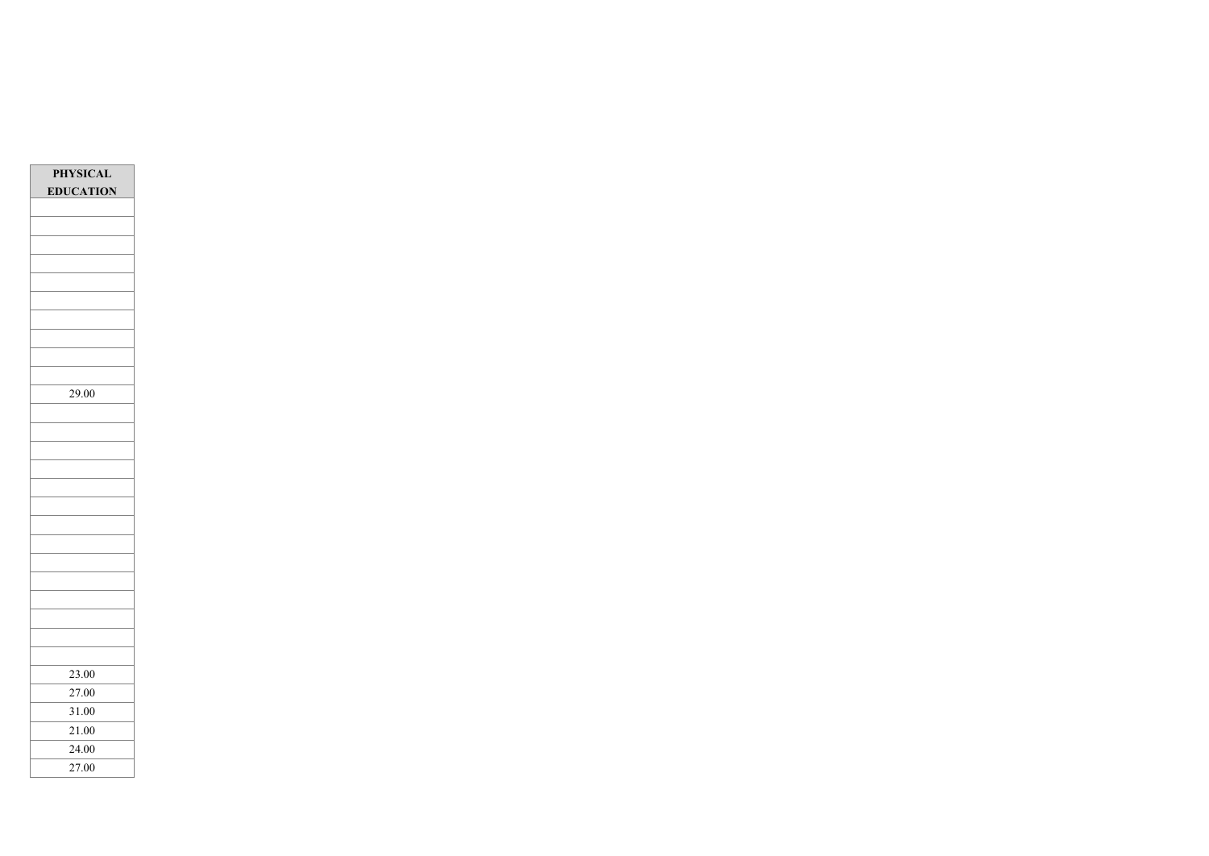| PHYSICAL EDUCATION |
| --- |
| |
| |
| |
| |
| |
| |
| |
| |
| |
| |
| 29.00 |
| |
| |
| |
| |
| |
| |
| |
| |
| |
| |
| |
| |
| |
| |
| 23.00 |
| 27.00 |
| 31.00 |
| 21.00 |
| 24.00 |
| 27.00 |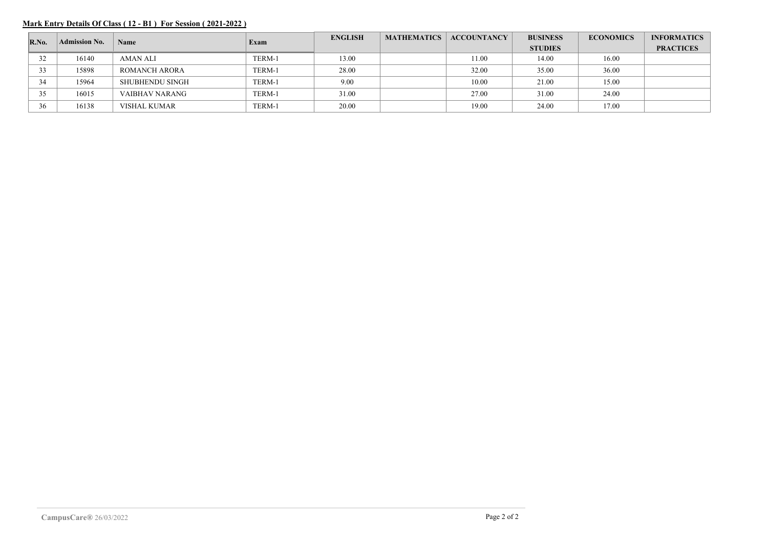**Mark Entry Details Of Class ( 12 - B1 ) For Session ( 2021-2022 )**

| R.No. | Admission No. | Name | Exam | ENGLISH | MATHEMATICS | ACCOUNTANCY | BUSINESS STUDIES | ECONOMICS | INFORMATICS PRACTICES |
|---|---|---|---|---|---|---|---|---|---|
| 32 | 16140 | AMAN ALI | TERM-1 | 13.00 | | 11.00 | 14.00 | 16.00 | |
| 33 | 15898 | ROMANCH ARORA | TERM-1 | 28.00 | | 32.00 | 35.00 | 36.00 | |
| 34 | 15964 | SHUBHENDU SINGH | TERM-1 | 9.00 | | 10.00 | 21.00 | 15.00 | |
| 35 | 16015 | VAIBHAV NARANG | TERM-1 | 31.00 | | 27.00 | 31.00 | 24.00 | |
| 36 | 16138 | VISHAL KUMAR | TERM-1 | 20.00 | | 19.00 | 24.00 | 17.00 | |

**CampusCare®** 26/03/2022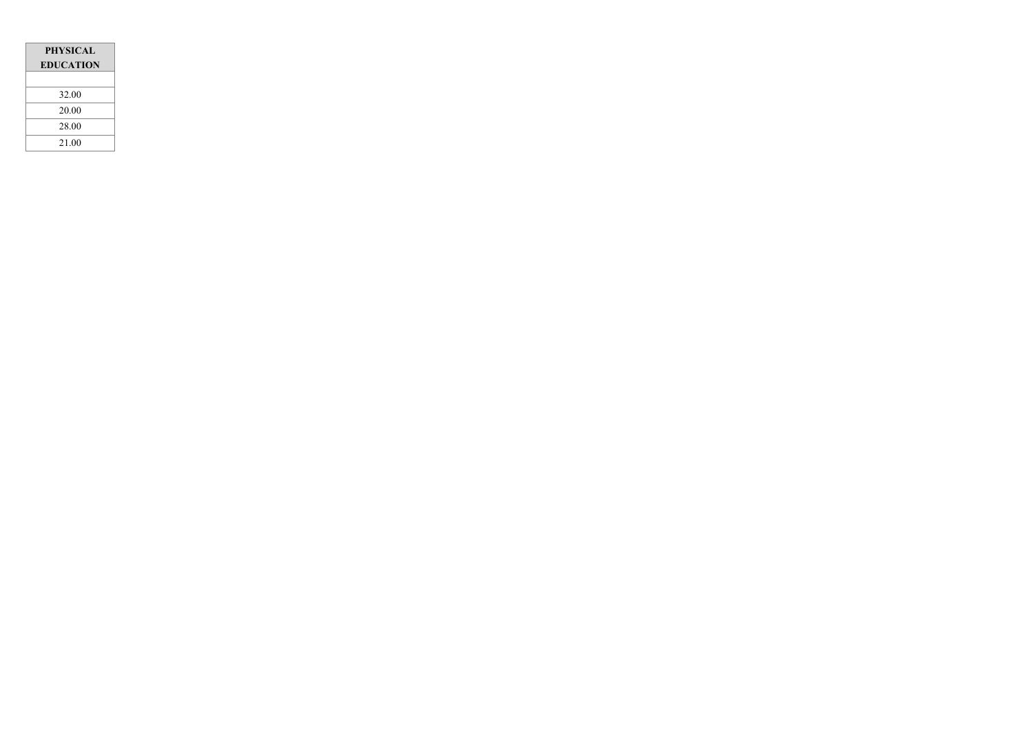| PHYSICAL EDUCATION |
| --- |
| |
| 32.00 |
| 20.00 |
| 28.00 |
| 21.00 |